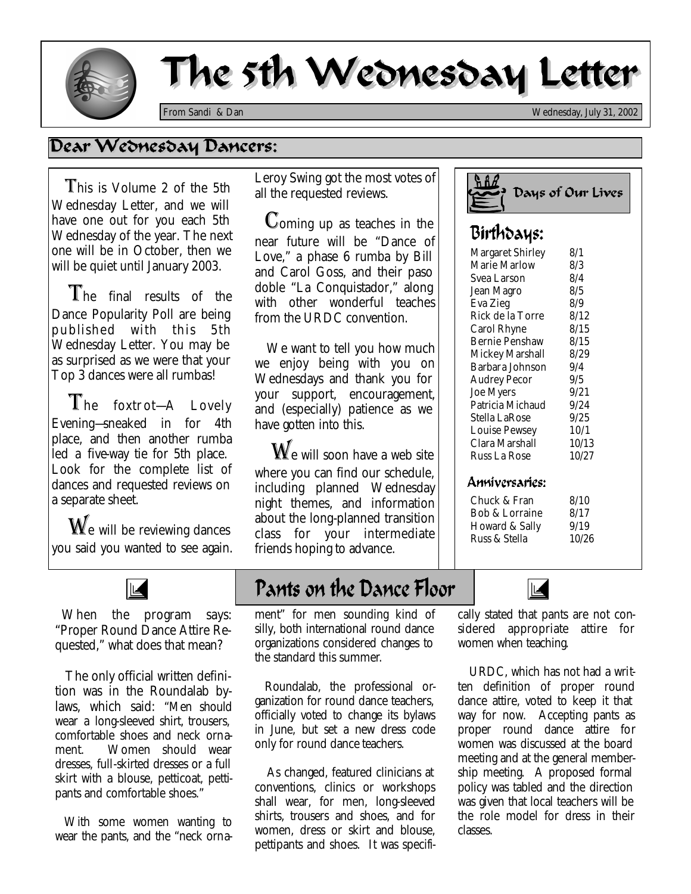# The 5th Wednesday Letter

From Sandi & Dan

Wednesday, July 31, 2002

## Dear Wednesday Dancers:

This is Volume 2 of the 5th Wednesday Letter, and we will have one out for you each 5th Wednesday of the year. The next one will be in October, then we will be quiet until January 2003.

The final results of the Dance Popularity Poll are being published with this 5th Wednesday Letter. You may be as surprised as we were that your Top 3 dances were all rumbas!

The foxtrot—A Lovely Evening—sneaked in for 4th place, and then another rumba led a five-way tie for 5th place. Look for the complete list of dances and requested reviews on a separate sheet.

We will be reviewing dances you said you wanted to see again. Leroy Swing got the most votes of all the requested reviews.

Coming up as teaches in the near future will be "Dance of Love," a phase 6 rumba by Bill and Carol Goss, and their paso doble "La Conquistador," along with other wonderful teaches from the URDC convention.

We want to tell you how much we enjoy being with you on Wednesdays and thank you for your support, encouragement, and (especially) patience as we have gotten into this.

We will soon have a web site where you can find our schedule, including planned Wednesday night themes, and information about the long-planned transition class for your intermediate friends hoping to advance.

### Days of Our Lives

#### Birthdays:

| Name | Date |
|---|---|
| Margaret Shirley | 8/1 |
| Marie Marlow | 8/3 |
| Svea Larson | 8/4 |
| Jean Magro | 8/5 |
| Eva Zieg | 8/9 |
| Rick de la Torre | 8/12 |
| Carol Rhyne | 8/15 |
| Bernie Penshaw | 8/15 |
| Mickey Marshall | 8/29 |
| Barbara Johnson | 9/4 |
| Audrey Pecor | 9/5 |
| Joe Myers | 9/21 |
| Patricia Michaud | 9/24 |
| Stella LaRose | 9/25 |
| Louise Pewsey | 10/1 |
| Clara Marshall | 10/13 |
| Russ La Rose | 10/27 |

#### Anniversaries:

| Names | Date |
|---|---|
| Chuck & Fran | 8/10 |
| Bob & Lorraine | 8/17 |
| Howard & Sally | 9/19 |
| Russ & Stella | 10/26 |

## Pants on the Dance Floor

When the program says: "Proper Round Dance Attire Requested," what does that mean?

The only official written definition was in the Roundalab bylaws, which said: "Men should wear a long-sleeved shirt, trousers, comfortable shoes and neck ornament. Women should wear dresses, full-skirted dresses or a full skirt with a blouse, petticoat, pettipants and comfortable shoes."

With some women wanting to wear the pants, and the "neck ornament" for men sounding kind of silly, both international round dance organizations considered changes to the standard this summer.

Roundalab, the professional organization for round dance teachers, officially voted to change its bylaws in June, but set a new dress code only for round dance teachers.

As changed, featured clinicians at conventions, clinics or workshops shall wear, for men, long-sleeved shirts, trousers and shoes, and for women, dress or skirt and blouse, pettipants and shoes. It was specifically stated that pants are not considered appropriate attire for women when teaching.

URDC, which has not had a written definition of proper round dance attire, voted to keep it that way for now. Accepting pants as proper round dance attire for women was discussed at the board meeting and at the general membership meeting. A proposed formal policy was tabled and the direction was given that local teachers will be the role model for dress in their classes.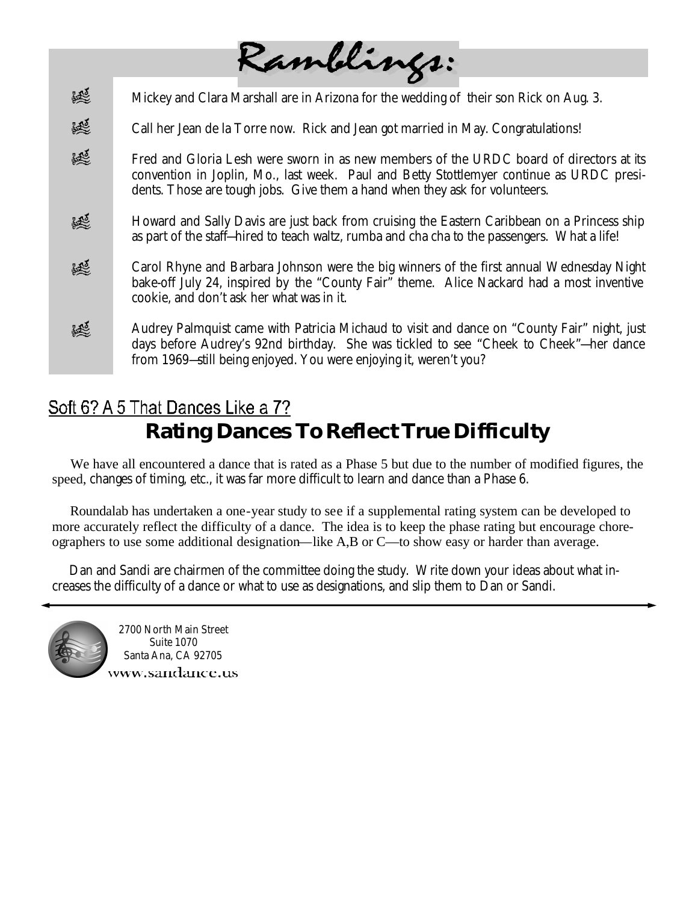# Ramblings:

- Mickey and Clara Marshall are in Arizona for the wedding of their son Rick on Aug. 3.
- Call her Jean de la Torre now. Rick and Jean got married in May. Congratulations!
- Fred and Gloria Lesh were sworn in as new members of the URDC board of directors at its convention in Joplin, Mo., last week. Paul and Betty Stottlemyer continue as URDC presidents. Those are tough jobs. Give them a hand when they ask for volunteers.
- Howard and Sally Davis are just back from cruising the Eastern Caribbean on a Princess ship as part of the staff—hired to teach waltz, rumba and cha cha to the passengers. What a life!
- Carol Rhyne and Barbara Johnson were the big winners of the first annual Wednesday Night bake-off July 24, inspired by the "County Fair" theme. Alice Nackard had a most inventive cookie, and don't ask her what was in it.
- Audrey Palmquist came with Patricia Michaud to visit and dance on "County Fair" night, just days before Audrey's 92nd birthday. She was tickled to see "Cheek to Cheek"—her dance from 1969—still being enjoyed. You were enjoying it, weren't you?

Soft 6? A 5 That Dances Like a 7?

## Rating Dances To Reflect True Difficulty

We have all encountered a dance that is rated as a Phase 5 but due to the number of modified figures, the speed, changes of timing, etc., it was far more difficult to learn and dance than a Phase 6.

Roundalab has undertaken a one-year study to see if a supplemental rating system can be developed to more accurately reflect the difficulty of a dance. The idea is to keep the phase rating but encourage choreographers to use some additional designation—like A,B or C—to show easy or harder than average.

Dan and Sandi are chairmen of the committee doing the study. Write down your ideas about what increases the difficulty of a dance or what to use as designations, and slip them to Dan or Sandi.

---

2700 North Main Street
Suite 1070
Santa Ana, CA 92705
www.sandance.us